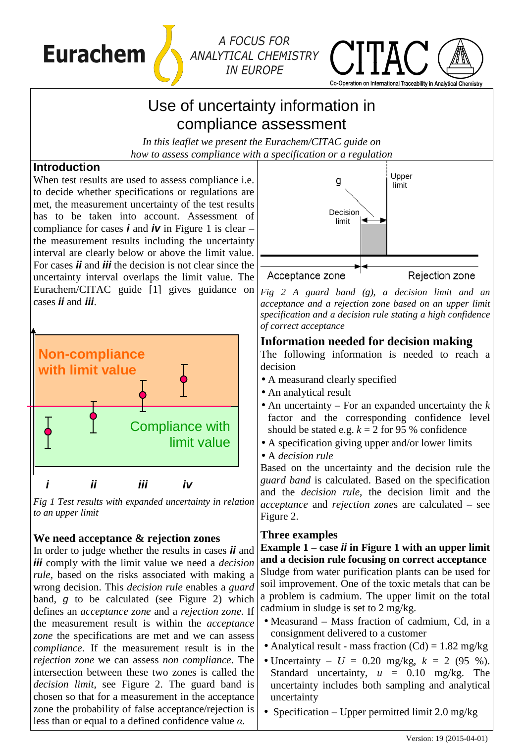Eurachem — A FOCUS FOR ANALYTICAL CHEMISTRY IN EUROPE — CITAC Co-Operation on International Traceability in Analytical Chemistry

# Use of uncertainty information in compliance assessment

*In this leaflet we present the Eurachem/CITAC guide on how to assess compliance with a specification or a regulation*

## Introduction

When test results are used to assess compliance i.e. to decide whether specifications or regulations are met, the measurement uncertainty of the test results has to be taken into account. Assessment of compliance for cases ***i*** and ***iv*** in Figure 1 is clear – the measurement results including the uncertainty interval are clearly below or above the limit value. For cases ***ii*** and ***iii*** the decision is not clear since the uncertainty interval overlaps the limit value. The Eurachem/CITAC guide [1] gives guidance on cases ***ii*** and ***iii***.

*Fig 1 Test results with expanded uncertainty in relation to an upper limit*

## We need acceptance & rejection zones

In order to judge whether the results in cases ***ii*** and ***iii*** comply with the limit value we need a *decision rule*, based on the risks associated with making a wrong decision. This *decision rule* enables a *guard* band, *g* to be calculated (see Figure 2) which defines an *acceptance zone* and a *rejection zone*. If the measurement result is within the *acceptance zone* the specifications are met and we can assess *compliance*. If the measurement result is in the *rejection zone* we can assess *non compliance*. The intersection between these two zones is called the *decision limit*, see Figure 2. The guard band is chosen so that for a measurement in the acceptance zone the probability of false acceptance/rejection is less than or equal to a defined confidence value $\alpha$.

*Fig 2 A guard band (g), a decision limit and an acceptance and a rejection zone based on an upper limit specification and a decision rule stating a high confidence of correct acceptance*

## Information needed for decision making

The following information is needed to reach a decision

- A measurand clearly specified
- An analytical result
- An uncertainty – For an expanded uncertainty the $k$ factor and the corresponding confidence level should be stated e.g. $k = 2$ for 95 % confidence
- A specification giving upper and/or lower limits
- A *decision rule*

Based on the uncertainty and the decision rule the *guard band* is calculated. Based on the specification and the *decision rule*, the decision limit and the *acceptance* and *rejection zone*s are calculated – see Figure 2.

## Three examples

**Example 1 – case *ii* in Figure 1 with an upper limit and a decision rule focusing on correct acceptance**

Sludge from water purification plants can be used for soil improvement. One of the toxic metals that can be a problem is cadmium. The upper limit on the total cadmium in sludge is set to 2 mg/kg.

- Measurand – Mass fraction of cadmium, Cd, in a consignment delivered to a customer
- Analytical result - mass fraction (Cd) = 1.82 mg/kg
- Uncertainty – $U$ = 0.20 mg/kg, $k$ = 2 (95 %). Standard uncertainty, $u$ = 0.10 mg/kg. The uncertainty includes both sampling and analytical uncertainty
- Specification – Upper permitted limit 2.0 mg/kg

Version: 19 (2015-04-01)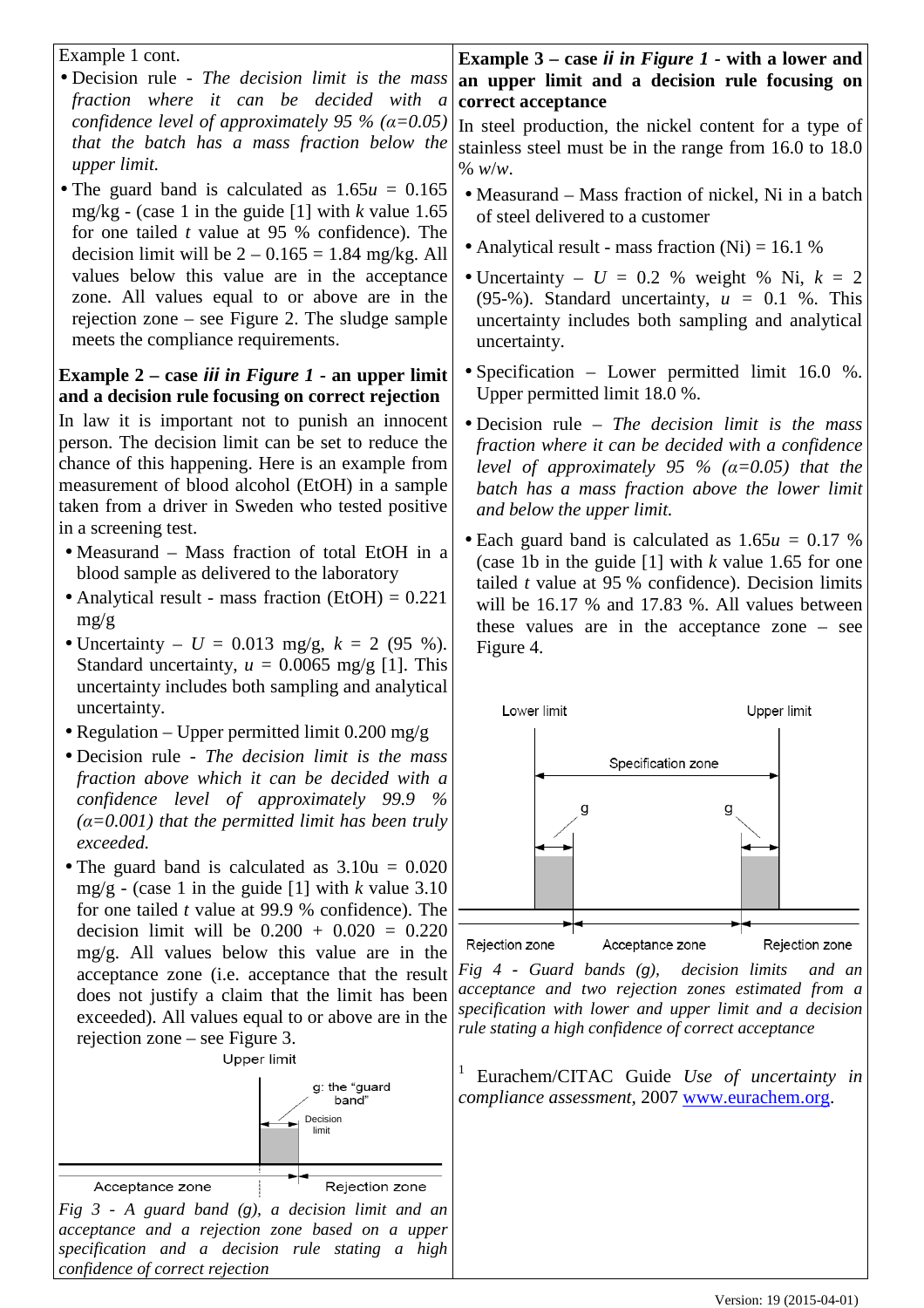Example 1 cont.

- Decision rule - *The decision limit is the mass fraction where it can be decided with a confidence level of approximately 95 % (α=0.05) that the batch has a mass fraction below the upper limit.*
- The guard band is calculated as $1.65u$ = 0.165 mg/kg - (case 1 in the guide [1] with $k$ value 1.65 for one tailed $t$ value at 95 % confidence). The decision limit will be 2 – 0.165 = 1.84 mg/kg. All values below this value are in the acceptance zone. All values equal to or above are in the rejection zone – see Figure 2. The sludge sample meets the compliance requirements.

**Example 2 – case *iii in Figure 1* - an upper limit and a decision rule focusing on correct rejection**

In law it is important not to punish an innocent person. The decision limit can be set to reduce the chance of this happening. Here is an example from measurement of blood alcohol (EtOH) in a sample taken from a driver in Sweden who tested positive in a screening test.

- Measurand – Mass fraction of total EtOH in a blood sample as delivered to the laboratory
- Analytical result - mass fraction (EtOH) = 0.221 mg/g
- Uncertainty – $U$ = 0.013 mg/g, $k$ = 2 (95 %). Standard uncertainty, $u$ = 0.0065 mg/g [1]. This uncertainty includes both sampling and analytical uncertainty.
- Regulation – Upper permitted limit 0.200 mg/g
- Decision rule - *The decision limit is the mass fraction above which it can be decided with a confidence level of approximately 99.9 % (α=0.001) that the permitted limit has been truly exceeded.*
- The guard band is calculated as 3.10u = 0.020 mg/g - (case 1 in the guide [1] with $k$ value 3.10 for one tailed $t$ value at 99.9 % confidence). The decision limit will be 0.200 + 0.020 = 0.220 mg/g. All values below this value are in the acceptance zone (i.e. acceptance that the result does not justify a claim that the limit has been exceeded). All values equal to or above are in the rejection zone – see Figure 3.

Upper limit
g: the "guard band"
Decision limit
Acceptance zone
Rejection zone

*Fig 3 - A guard band (g), a decision limit and an acceptance and a rejection zone based on a upper specification and a decision rule stating a high confidence of correct rejection*

**Example 3 – case *ii in Figure 1* - with a lower and an upper limit and a decision rule focusing on correct acceptance**

In steel production, the nickel content for a type of stainless steel must be in the range from 16.0 to 18.0 % *w/w*.

- Measurand – Mass fraction of nickel, Ni in a batch of steel delivered to a customer
- Analytical result - mass fraction (Ni) = 16.1 %
- Uncertainty – $U$ = 0.2 % weight % Ni, $k$ = 2 (95-%). Standard uncertainty, $u$ = 0.1 %. This uncertainty includes both sampling and analytical uncertainty.
- Specification – Lower permitted limit 16.0 %. Upper permitted limit 18.0 %.
- Decision rule – *The decision limit is the mass fraction where it can be decided with a confidence level of approximately 95 % (α=0.05) that the batch has a mass fraction above the lower limit and below the upper limit.*
- Each guard band is calculated as $1.65u$ = 0.17 % (case 1b in the guide [1] with $k$ value 1.65 for one tailed $t$ value at 95 % confidence). Decision limits will be 16.17 % and 17.83 %. All values between these values are in the acceptance zone – see Figure 4.

Lower limit
Upper limit
Specification zone
g
g
Rejection zone
Acceptance zone
Rejection zone

*Fig 4 - Guard bands (g), decision limits and an acceptance and two rejection zones estimated from a specification with lower and upper limit and a decision rule stating a high confidence of correct acceptance*

[1] Eurachem/CITAC Guide *Use of uncertainty in compliance assessment*, 2007 www.eurachem.org.

Version: 19 (2015-04-01)